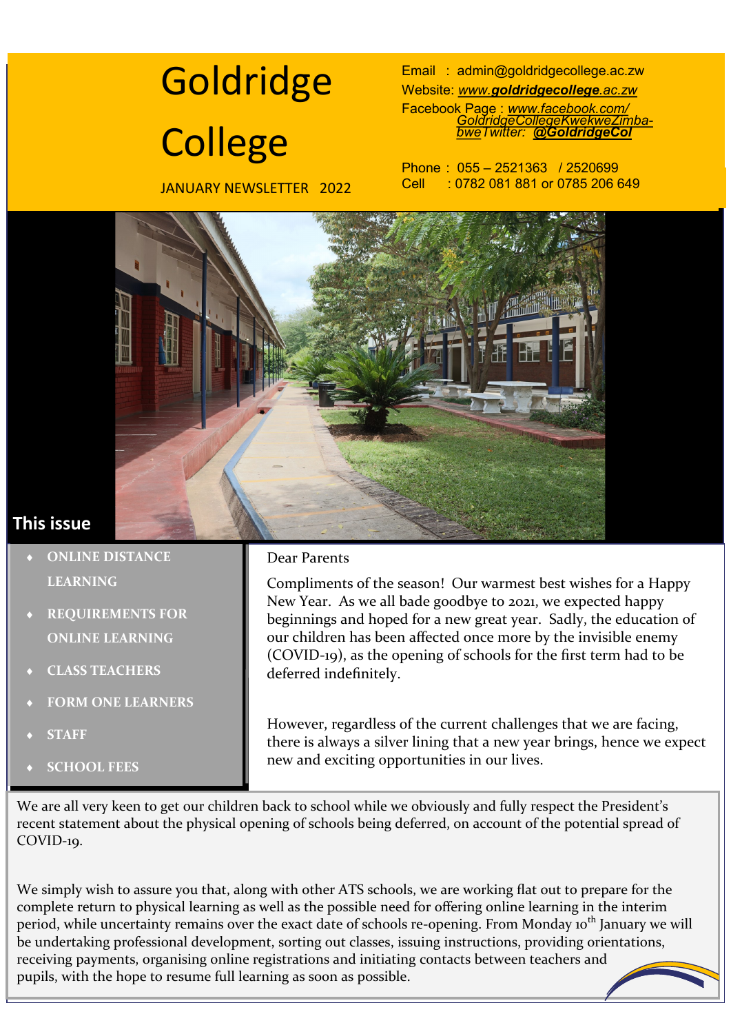# Goldridge College

JANUARY NEWSLETTER 2022

Email : admin@goldridgecollege.ac.zw
Website: *www.goldridgecollege.ac.zw*
Facebook Page : *www.facebook.com/GoldridgeCollegeKwekweZimbabwe*
Twitter: *@GoldridgeCol*

Phone : 055 – 2521363 / 2520699
Cell : 0782 081 881 or 0785 206 649

## This issue

- ONLINE DISTANCE LEARNING
- REQUIREMENTS FOR ONLINE LEARNING
- CLASS TEACHERS
- FORM ONE LEARNERS
- STAFF
- SCHOOL FEES

Dear Parents

Compliments of the season! Our warmest best wishes for a Happy New Year. As we all bade goodbye to 2021, we expected happy beginnings and hoped for a new great year. Sadly, the education of our children has been affected once more by the invisible enemy (COVID-19), as the opening of schools for the first term had to be deferred indefinitely.

However, regardless of the current challenges that we are facing, there is always a silver lining that a new year brings, hence we expect new and exciting opportunities in our lives.

We are all very keen to get our children back to school while we obviously and fully respect the President's recent statement about the physical opening of schools being deferred, on account of the potential spread of COVID-19.

We simply wish to assure you that, along with other ATS schools, we are working flat out to prepare for the complete return to physical learning as well as the possible need for offering online learning in the interim period, while uncertainty remains over the exact date of schools re-opening. From Monday 10th January we will be undertaking professional development, sorting out classes, issuing instructions, providing orientations, receiving payments, organising online registrations and initiating contacts between teachers and pupils, with the hope to resume full learning as soon as possible.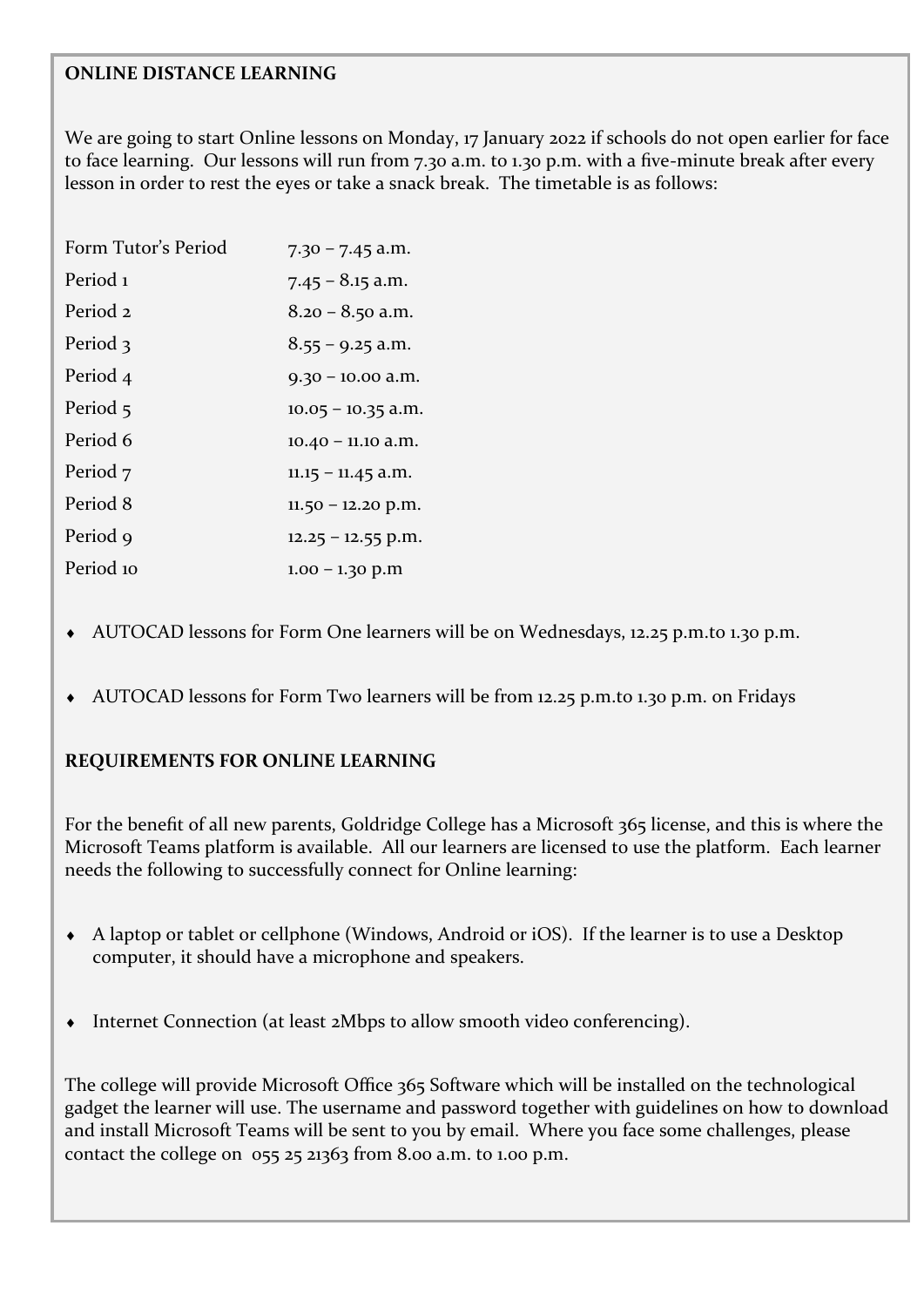**ONLINE DISTANCE LEARNING**

We are going to start Online lessons on Monday, 17 January 2022 if schools do not open earlier for face to face learning. Our lessons will run from 7.30 a.m. to 1.30 p.m. with a five-minute break after every lesson in order to rest the eyes or take a snack break. The timetable is as follows:

| | |
|---|---|
| Form Tutor's Period | 7.30 – 7.45 a.m. |
| Period 1 | 7.45 – 8.15 a.m. |
| Period 2 | 8.20 – 8.50 a.m. |
| Period 3 | 8.55 – 9.25 a.m. |
| Period 4 | 9.30 – 10.00 a.m. |
| Period 5 | 10.05 – 10.35 a.m. |
| Period 6 | 10.40 – 11.10 a.m. |
| Period 7 | 11.15 – 11.45 a.m. |
| Period 8 | 11.50 – 12.20 p.m. |
| Period 9 | 12.25 – 12.55 p.m. |
| Period 10 | 1.00 – 1.30 p.m |

- AUTOCAD lessons for Form One learners will be on Wednesdays, 12.25 p.m.to 1.30 p.m.
- AUTOCAD lessons for Form Two learners will be from 12.25 p.m.to 1.30 p.m. on Fridays

**REQUIREMENTS FOR ONLINE LEARNING**

For the benefit of all new parents, Goldridge College has a Microsoft 365 license, and this is where the Microsoft Teams platform is available. All our learners are licensed to use the platform. Each learner needs the following to successfully connect for Online learning:

- A laptop or tablet or cellphone (Windows, Android or iOS). If the learner is to use a Desktop computer, it should have a microphone and speakers.
- Internet Connection (at least 2Mbps to allow smooth video conferencing).

The college will provide Microsoft Office 365 Software which will be installed on the technological gadget the learner will use. The username and password together with guidelines on how to download and install Microsoft Teams will be sent to you by email. Where you face some challenges, please contact the college on 055 25 21363 from 8.00 a.m. to 1.00 p.m.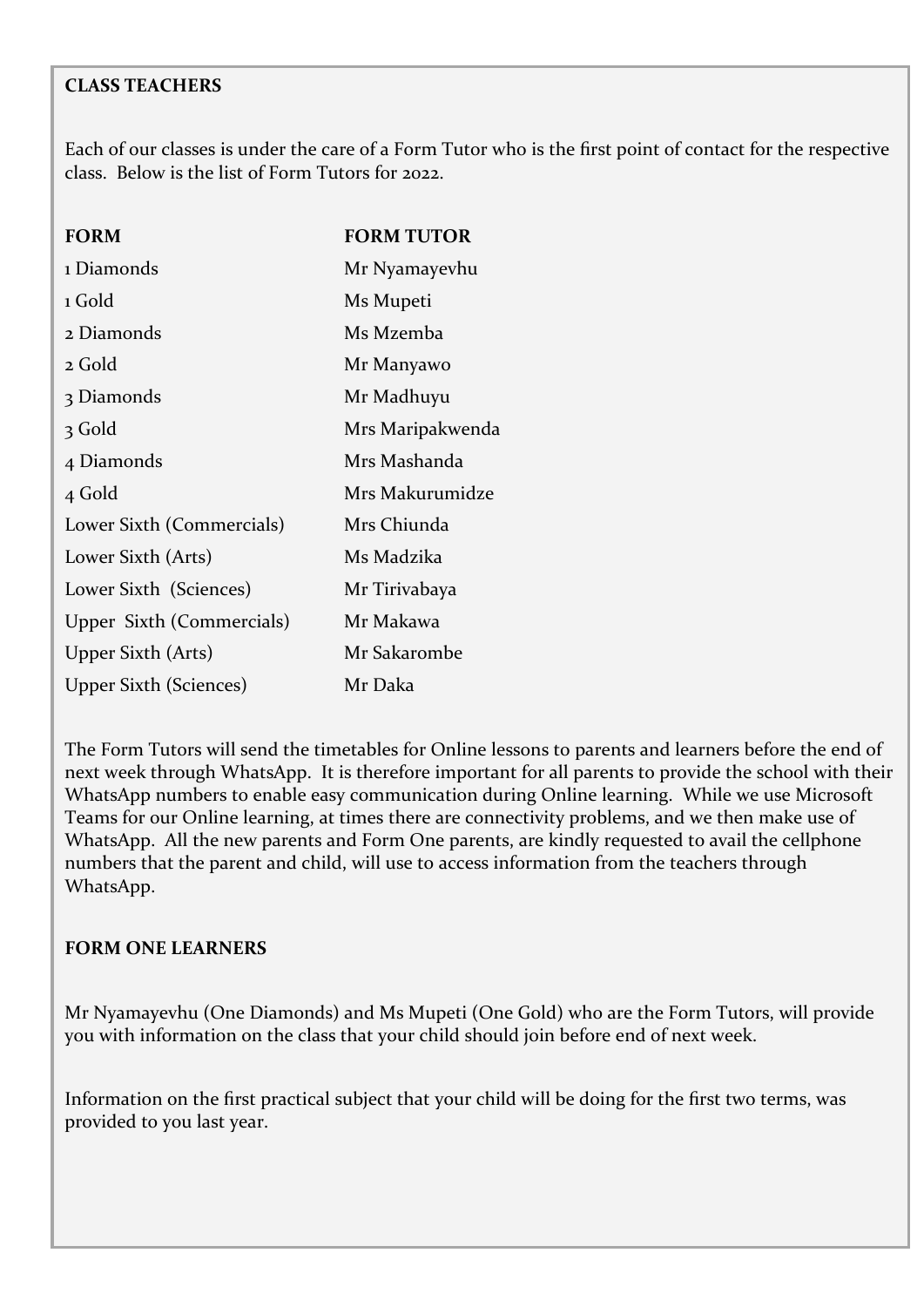**CLASS TEACHERS**

Each of our classes is under the care of a Form Tutor who is the first point of contact for the respective class. Below is the list of Form Tutors for 2022.

| FORM | FORM TUTOR |
| --- | --- |
| 1 Diamonds | Mr Nyamayevhu |
| 1 Gold | Ms Mupeti |
| 2 Diamonds | Ms Mzemba |
| 2 Gold | Mr Manyawo |
| 3 Diamonds | Mr Madhuyu |
| 3 Gold | Mrs Maripakwenda |
| 4 Diamonds | Mrs Mashanda |
| 4 Gold | Mrs Makurumidze |
| Lower Sixth (Commercials) | Mrs Chiunda |
| Lower Sixth (Arts) | Ms Madzika |
| Lower Sixth (Sciences) | Mr Tirivabaya |
| Upper Sixth (Commercials) | Mr Makawa |
| Upper Sixth (Arts) | Mr Sakarombe |
| Upper Sixth (Sciences) | Mr Daka |

The Form Tutors will send the timetables for Online lessons to parents and learners before the end of next week through WhatsApp. It is therefore important for all parents to provide the school with their WhatsApp numbers to enable easy communication during Online learning. While we use Microsoft Teams for our Online learning, at times there are connectivity problems, and we then make use of WhatsApp. All the new parents and Form One parents, are kindly requested to avail the cellphone numbers that the parent and child, will use to access information from the teachers through WhatsApp.

**FORM ONE LEARNERS**

Mr Nyamayevhu (One Diamonds) and Ms Mupeti (One Gold) who are the Form Tutors, will provide you with information on the class that your child should join before end of next week.

Information on the first practical subject that your child will be doing for the first two terms, was provided to you last year.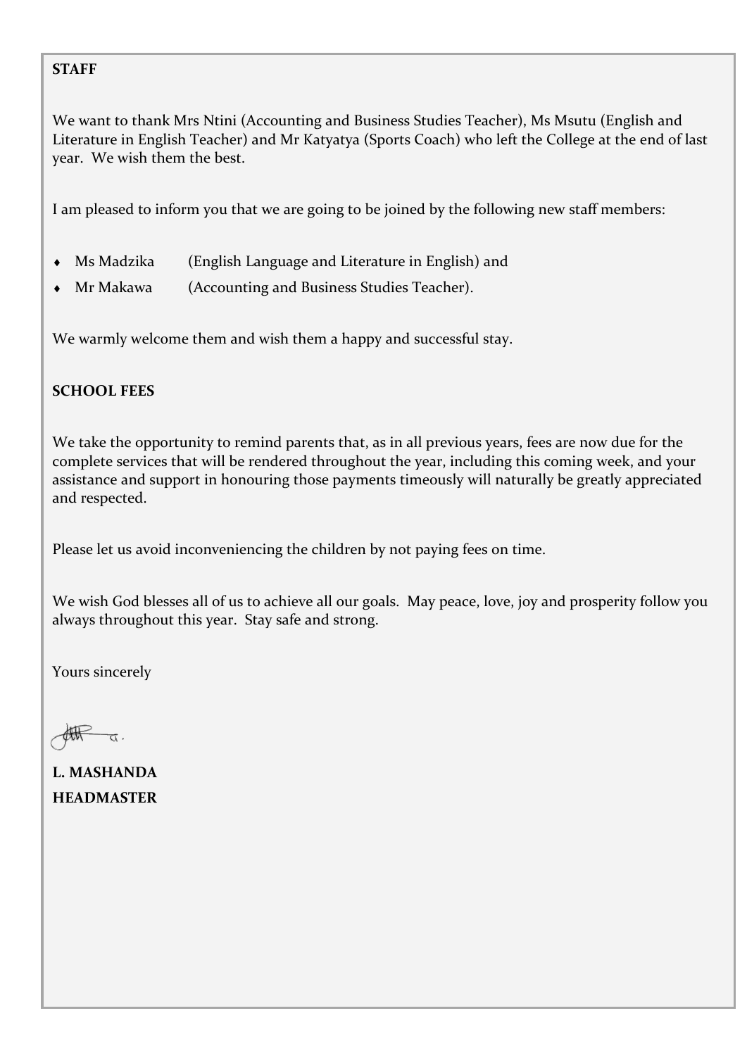**STAFF**

We want to thank Mrs Ntini (Accounting and Business Studies Teacher), Ms Msutu (English and Literature in English Teacher) and Mr Katyatya (Sports Coach) who left the College at the end of last year. We wish them the best.

I am pleased to inform you that we are going to be joined by the following new staff members:

- Ms Madzika (English Language and Literature in English) and
- Mr Makawa (Accounting and Business Studies Teacher).

We warmly welcome them and wish them a happy and successful stay.

**SCHOOL FEES**

We take the opportunity to remind parents that, as in all previous years, fees are now due for the complete services that will be rendered throughout the year, including this coming week, and your assistance and support in honouring those payments timeously will naturally be greatly appreciated and respected.

Please let us avoid inconveniencing the children by not paying fees on time.

We wish God blesses all of us to achieve all our goals. May peace, love, joy and prosperity follow you always throughout this year. Stay safe and strong.

Yours sincerely

**L. MASHANDA**
**HEADMASTER**